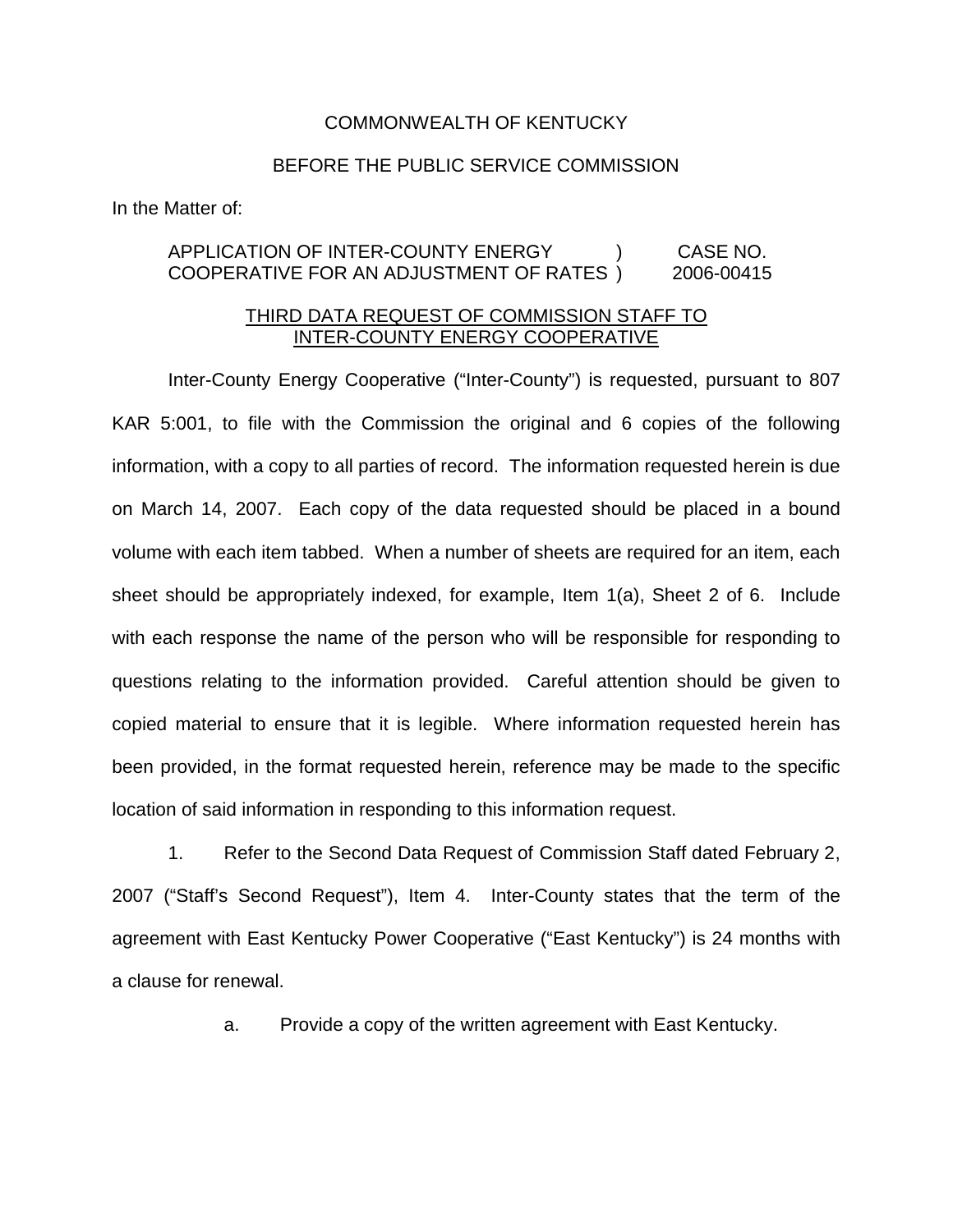COMMONWEALTH OF KENTUCKY

BEFORE THE PUBLIC SERVICE COMMISSION

In the Matter of:

| | | |
|---|---|---|
| APPLICATION OF INTER-COUNTY ENERGY COOPERATIVE FOR AN ADJUSTMENT OF RATES | ) ) | CASE NO. 2006-00415 |

THIRD DATA REQUEST OF COMMISSION STAFF TO INTER-COUNTY ENERGY COOPERATIVE

Inter-County Energy Cooperative ("Inter-County") is requested, pursuant to 807 KAR 5:001, to file with the Commission the original and 6 copies of the following information, with a copy to all parties of record. The information requested herein is due on March 14, 2007. Each copy of the data requested should be placed in a bound volume with each item tabbed. When a number of sheets are required for an item, each sheet should be appropriately indexed, for example, Item 1(a), Sheet 2 of 6. Include with each response the name of the person who will be responsible for responding to questions relating to the information provided. Careful attention should be given to copied material to ensure that it is legible. Where information requested herein has been provided, in the format requested herein, reference may be made to the specific location of said information in responding to this information request.

1. Refer to the Second Data Request of Commission Staff dated February 2, 2007 ("Staff's Second Request"), Item 4. Inter-County states that the term of the agreement with East Kentucky Power Cooperative ("East Kentucky") is 24 months with a clause for renewal.

   a. Provide a copy of the written agreement with East Kentucky.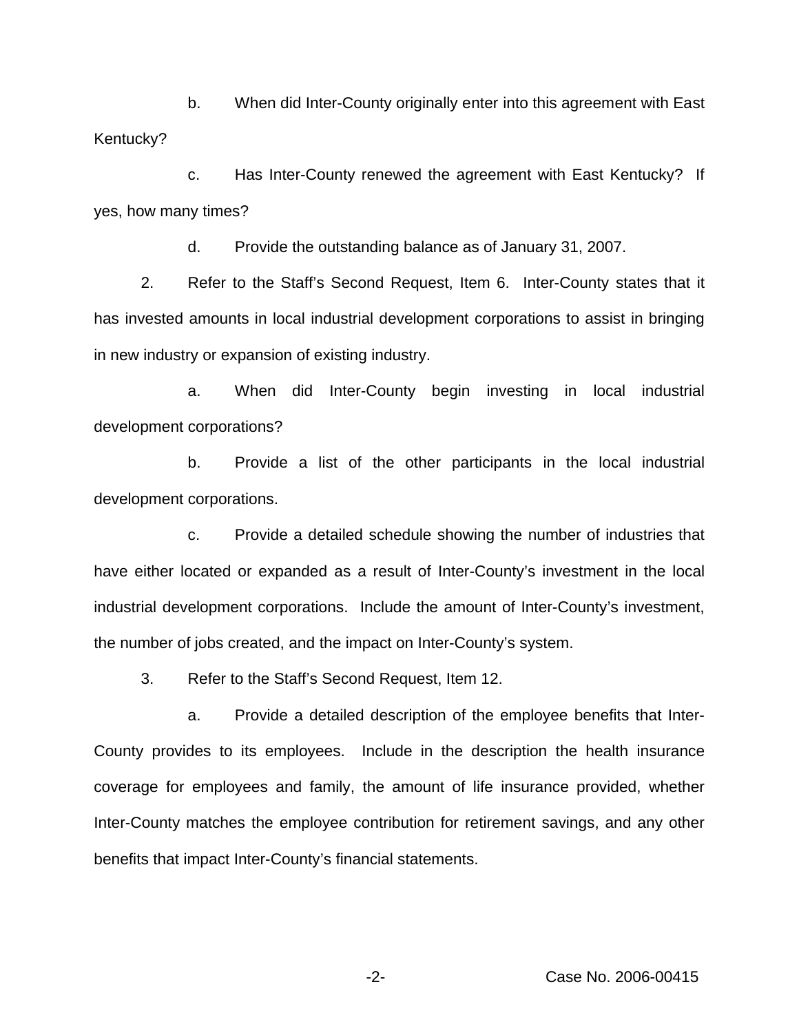b. When did Inter-County originally enter into this agreement with East Kentucky?

c. Has Inter-County renewed the agreement with East Kentucky? If yes, how many times?

d. Provide the outstanding balance as of January 31, 2007.

2. Refer to the Staff's Second Request, Item 6. Inter-County states that it has invested amounts in local industrial development corporations to assist in bringing in new industry or expansion of existing industry.

a. When did Inter-County begin investing in local industrial development corporations?

b. Provide a list of the other participants in the local industrial development corporations.

c. Provide a detailed schedule showing the number of industries that have either located or expanded as a result of Inter-County's investment in the local industrial development corporations. Include the amount of Inter-County's investment, the number of jobs created, and the impact on Inter-County's system.

3. Refer to the Staff's Second Request, Item 12.

a. Provide a detailed description of the employee benefits that Inter-County provides to its employees. Include in the description the health insurance coverage for employees and family, the amount of life insurance provided, whether Inter-County matches the employee contribution for retirement savings, and any other benefits that impact Inter-County's financial statements.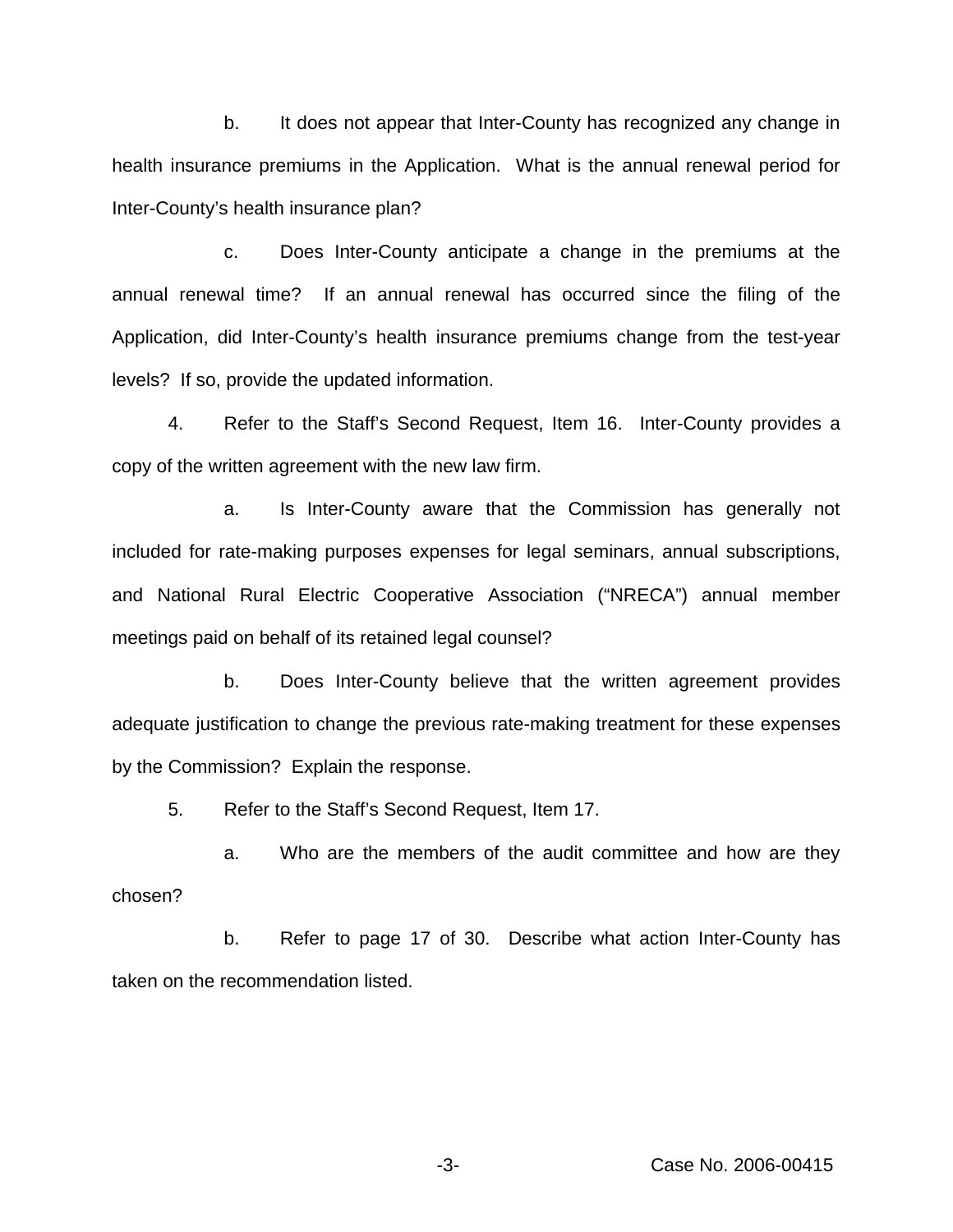b. It does not appear that Inter-County has recognized any change in health insurance premiums in the Application. What is the annual renewal period for Inter-County's health insurance plan?

c. Does Inter-County anticipate a change in the premiums at the annual renewal time? If an annual renewal has occurred since the filing of the Application, did Inter-County's health insurance premiums change from the test-year levels? If so, provide the updated information.

4. Refer to the Staff's Second Request, Item 16. Inter-County provides a copy of the written agreement with the new law firm.

a. Is Inter-County aware that the Commission has generally not included for rate-making purposes expenses for legal seminars, annual subscriptions, and National Rural Electric Cooperative Association ("NRECA") annual member meetings paid on behalf of its retained legal counsel?

b. Does Inter-County believe that the written agreement provides adequate justification to change the previous rate-making treatment for these expenses by the Commission? Explain the response.

5. Refer to the Staff's Second Request, Item 17.

a. Who are the members of the audit committee and how are they chosen?

b. Refer to page 17 of 30. Describe what action Inter-County has taken on the recommendation listed.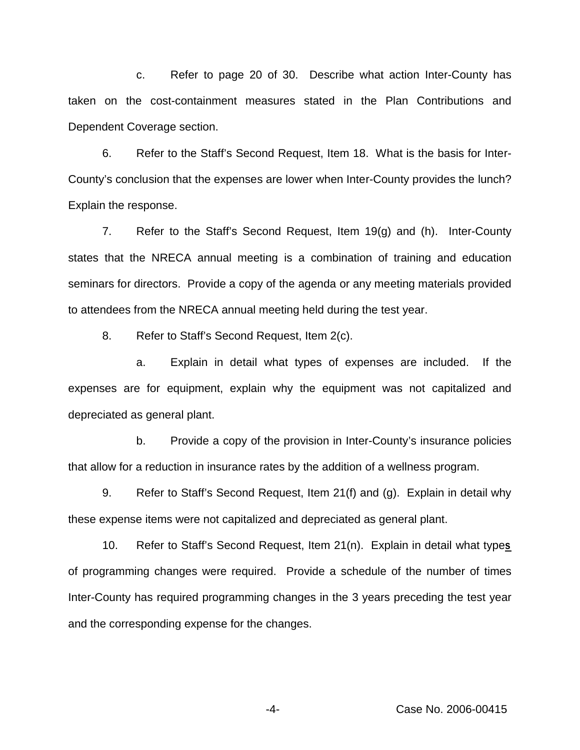c. Refer to page 20 of 30. Describe what action Inter-County has taken on the cost-containment measures stated in the Plan Contributions and Dependent Coverage section.

6. Refer to the Staff's Second Request, Item 18. What is the basis for Inter-County's conclusion that the expenses are lower when Inter-County provides the lunch? Explain the response.

7. Refer to the Staff's Second Request, Item 19(g) and (h). Inter-County states that the NRECA annual meeting is a combination of training and education seminars for directors. Provide a copy of the agenda or any meeting materials provided to attendees from the NRECA annual meeting held during the test year.

8. Refer to Staff's Second Request, Item 2(c).

a. Explain in detail what types of expenses are included. If the expenses are for equipment, explain why the equipment was not capitalized and depreciated as general plant.

b. Provide a copy of the provision in Inter-County's insurance policies that allow for a reduction in insurance rates by the addition of a wellness program.

9. Refer to Staff's Second Request, Item 21(f) and (g). Explain in detail why these expense items were not capitalized and depreciated as general plant.

10. Refer to Staff's Second Request, Item 21(n). Explain in detail what types of programming changes were required. Provide a schedule of the number of times Inter-County has required programming changes in the 3 years preceding the test year and the corresponding expense for the changes.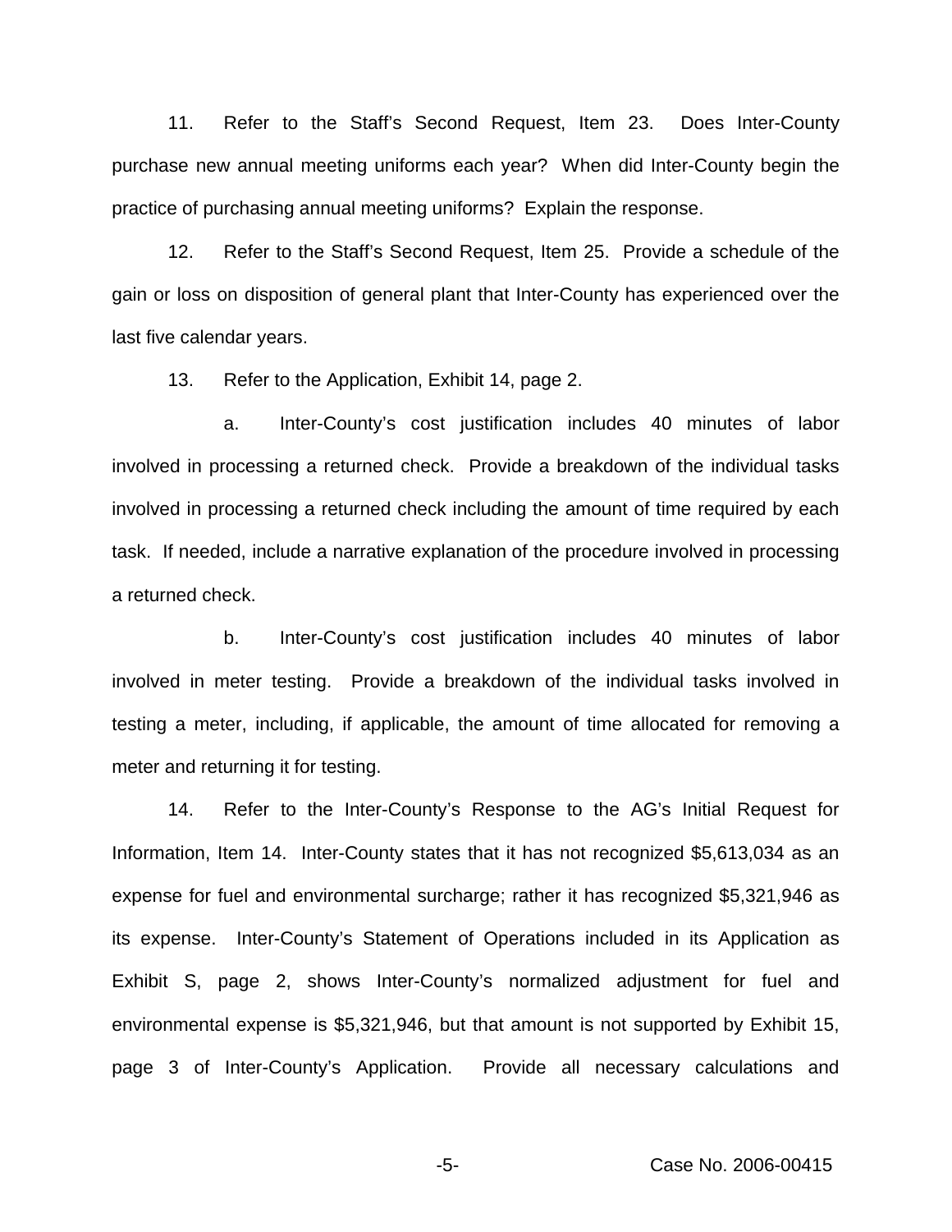11. Refer to the Staff's Second Request, Item 23. Does Inter-County purchase new annual meeting uniforms each year? When did Inter-County begin the practice of purchasing annual meeting uniforms? Explain the response.

12. Refer to the Staff's Second Request, Item 25. Provide a schedule of the gain or loss on disposition of general plant that Inter-County has experienced over the last five calendar years.

13. Refer to the Application, Exhibit 14, page 2.

a. Inter-County's cost justification includes 40 minutes of labor involved in processing a returned check. Provide a breakdown of the individual tasks involved in processing a returned check including the amount of time required by each task. If needed, include a narrative explanation of the procedure involved in processing a returned check.

b. Inter-County's cost justification includes 40 minutes of labor involved in meter testing. Provide a breakdown of the individual tasks involved in testing a meter, including, if applicable, the amount of time allocated for removing a meter and returning it for testing.

14. Refer to the Inter-County's Response to the AG's Initial Request for Information, Item 14. Inter-County states that it has not recognized $5,613,034 as an expense for fuel and environmental surcharge; rather it has recognized $5,321,946 as its expense. Inter-County's Statement of Operations included in its Application as Exhibit S, page 2, shows Inter-County's normalized adjustment for fuel and environmental expense is $5,321,946, but that amount is not supported by Exhibit 15, page 3 of Inter-County's Application. Provide all necessary calculations and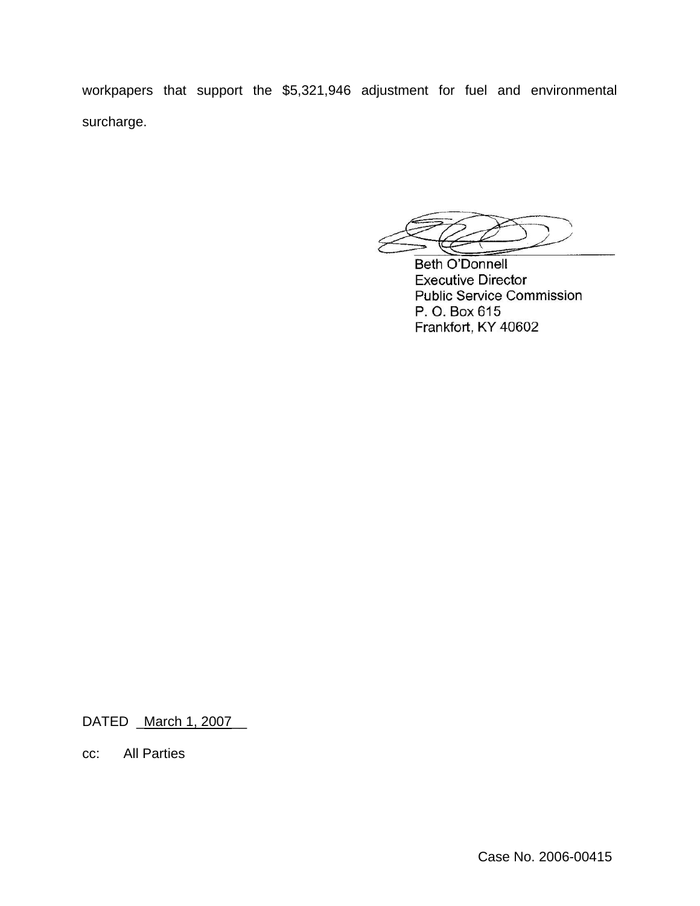workpapers that support the $5,321,946 adjustment for fuel and environmental surcharge.

Beth O'Donnell
Executive Director
Public Service Commission
P. O. Box 615
Frankfort, KY 40602

DATED \_March 1, 2007\_\_

cc: All Parties

Case No. 2006-00415